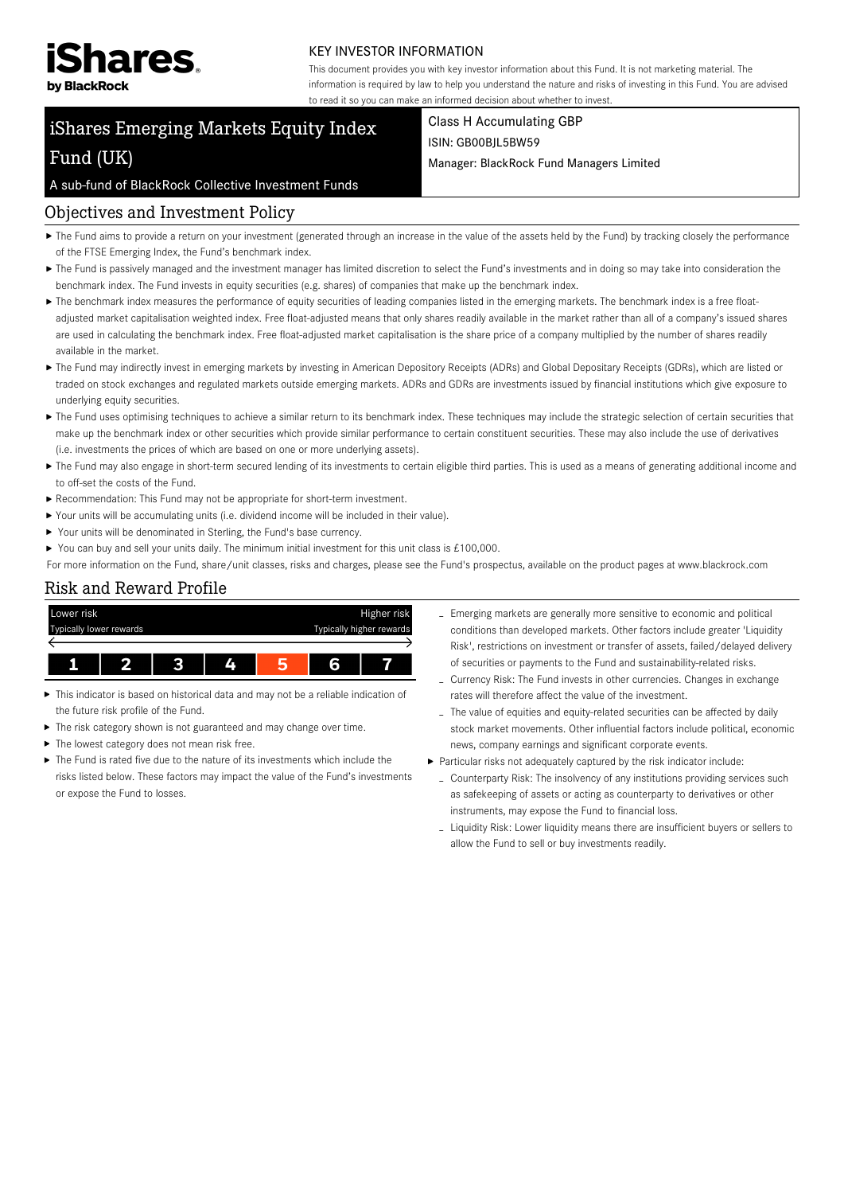iShares by BlackRock

KEY INVESTOR INFORMATION

This document provides you with key investor information about this Fund. It is not marketing material. The information is required by law to help you understand the nature and risks of investing in this Fund. You are advised to read it so you can make an informed decision about whether to invest.

# iShares Emerging Markets Equity Index Fund (UK)

A sub-fund of BlackRock Collective Investment Funds

Class H Accumulating GBP
ISIN: GB00BJL5BW59
Manager: BlackRock Fund Managers Limited

## Objectives and Investment Policy

- The Fund aims to provide a return on your investment (generated through an increase in the value of the assets held by the Fund) by tracking closely the performance of the FTSE Emerging Index, the Fund's benchmark index.
- The Fund is passively managed and the investment manager has limited discretion to select the Fund's investments and in doing so may take into consideration the benchmark index. The Fund invests in equity securities (e.g. shares) of companies that make up the benchmark index.
- The benchmark index measures the performance of equity securities of leading companies listed in the emerging markets. The benchmark index is a free float-adjusted market capitalisation weighted index. Free float-adjusted means that only shares readily available in the market rather than all of a company's issued shares are used in calculating the benchmark index. Free float-adjusted market capitalisation is the share price of a company multiplied by the number of shares readily available in the market.
- The Fund may indirectly invest in emerging markets by investing in American Depository Receipts (ADRs) and Global Depositary Receipts (GDRs), which are listed or traded on stock exchanges and regulated markets outside emerging markets. ADRs and GDRs are investments issued by financial institutions which give exposure to underlying equity securities.
- The Fund uses optimising techniques to achieve a similar return to its benchmark index. These techniques may include the strategic selection of certain securities that make up the benchmark index or other securities which provide similar performance to certain constituent securities. These may also include the use of derivatives (i.e. investments the prices of which are based on one or more underlying assets).
- The Fund may also engage in short-term secured lending of its investments to certain eligible third parties. This is used as a means of generating additional income and to off-set the costs of the Fund.
- Recommendation: This Fund may not be appropriate for short-term investment.
- Your units will be accumulating units (i.e. dividend income will be included in their value).
- Your units will be denominated in Sterling, the Fund's base currency.
- You can buy and sell your units daily. The minimum initial investment for this unit class is £100,000.

For more information on the Fund, share/unit classes, risks and charges, please see the Fund's prospectus, available on the product pages at www.blackrock.com

## Risk and Reward Profile

| Lower risk / Typically lower rewards | | | | | | Higher risk / Typically higher rewards |
|---|---|---|---|---|---|---|
| 1 | 2 | 3 | 4 | **5** | 6 | 7 |

- This indicator is based on historical data and may not be a reliable indication of the future risk profile of the Fund.
- The risk category shown is not guaranteed and may change over time.
- The lowest category does not mean risk free.
- The Fund is rated five due to the nature of its investments which include the risks listed below. These factors may impact the value of the Fund's investments or expose the Fund to losses.
  - Emerging markets are generally more sensitive to economic and political conditions than developed markets. Other factors include greater 'Liquidity Risk', restrictions on investment or transfer of assets, failed/delayed delivery of securities or payments to the Fund and sustainability-related risks.
  - Currency Risk: The Fund invests in other currencies. Changes in exchange rates will therefore affect the value of the investment.
  - The value of equities and equity-related securities can be affected by daily stock market movements. Other influential factors include political, economic news, company earnings and significant corporate events.
- Particular risks not adequately captured by the risk indicator include:
  - Counterparty Risk: The insolvency of any institutions providing services such as safekeeping of assets or acting as counterparty to derivatives or other instruments, may expose the Fund to financial loss.
  - Liquidity Risk: Lower liquidity means there are insufficient buyers or sellers to allow the Fund to sell or buy investments readily.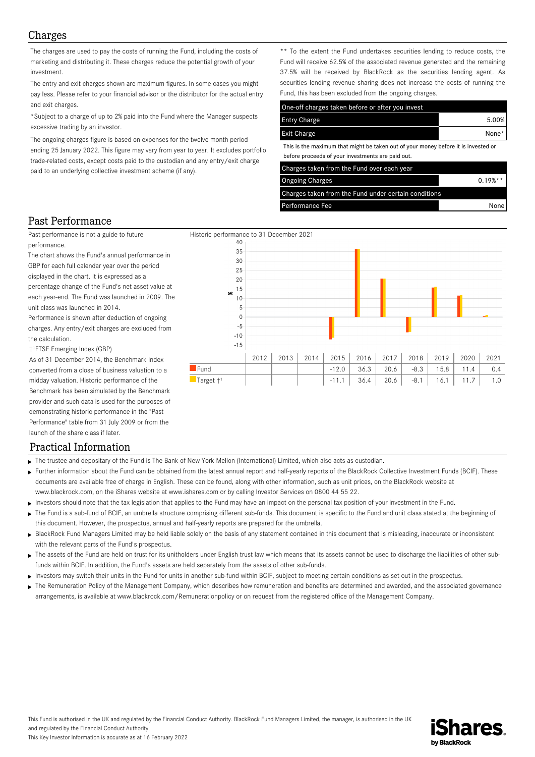## Charges

The charges are used to pay the costs of running the Fund, including the costs of marketing and distributing it. These charges reduce the potential growth of your investment.

The entry and exit charges shown are maximum figures. In some cases you might pay less. Please refer to your financial advisor or the distributor for the actual entry and exit charges.

*Subject to a charge of up to 2% paid into the Fund where the Manager suspects excessive trading by an investor.

The ongoing charges figure is based on expenses for the twelve month period ending 25 January 2022. This figure may vary from year to year. It excludes portfolio trade-related costs, except costs paid to the custodian and any entry/exit charge paid to an underlying collective investment scheme (if any).

** To the extent the Fund undertakes securities lending to reduce costs, the Fund will receive 62.5% of the associated revenue generated and the remaining 37.5% will be received by BlackRock as the securities lending agent. As securities lending revenue sharing does not increase the costs of running the Fund, this has been excluded from the ongoing charges.

| One-off charges taken before or after you invest | |
|---|---|
| Entry Charge | 5.00% |
| Exit Charge | None* |

This is the maximum that might be taken out of your money before it is invested or before proceeds of your investments are paid out.

| Charges taken from the Fund over each year | |
|---|---|
| Ongoing Charges | 0.19%** |

| Charges taken from the Fund under certain conditions | |
|---|---|
| Performance Fee | None |

## Past Performance

Past performance is not a guide to future performance.

The chart shows the Fund's annual performance in GBP for each full calendar year over the period displayed in the chart. It is expressed as a percentage change of the Fund's net asset value at each year-end. The Fund was launched in 2009. The unit class was launched in 2014.

Performance is shown after deduction of ongoing charges. Any entry/exit charges are excluded from the calculation.

†[1]FTSE Emerging Index (GBP)

As of 31 December 2014, the Benchmark Index converted from a close of business valuation to a midday valuation. Historic performance of the Benchmark has been simulated by the Benchmark provider and such data is used for the purposes of demonstrating historic performance in the "Past Performance" table from 31 July 2009 or from the launch of the share class if later.

Historic performance to 31 December 2021

%

40
35
30
25
20
15
10
5
0
-5
-10
-15

| | 2012 | 2013 | 2014 | 2015 | 2016 | 2017 | 2018 | 2019 | 2020 | 2021 |
|---|---|---|---|---|---|---|---|---|---|---|
| Fund | | | | -12.0 | 36.3 | 20.6 | -8.3 | 15.8 | 11.4 | 0.4 |
| Target †[1] | | | | -11.1 | 36.4 | 20.6 | -8.1 | 16.1 | 11.7 | 1.0 |

## Practical Information

- The trustee and depositary of the Fund is The Bank of New York Mellon (International) Limited, which also acts as custodian.
- Further information about the Fund can be obtained from the latest annual report and half-yearly reports of the BlackRock Collective Investment Funds (BCIF). These documents are available free of charge in English. These can be found, along with other information, such as unit prices, on the BlackRock website at www.blackrock.com, on the iShares website at www.ishares.com or by calling Investor Services on 0800 44 55 22.
- Investors should note that the tax legislation that applies to the Fund may have an impact on the personal tax position of your investment in the Fund.
- The Fund is a sub-fund of BCIF, an umbrella structure comprising different sub-funds. This document is specific to the Fund and unit class stated at the beginning of this document. However, the prospectus, annual and half-yearly reports are prepared for the umbrella.
- BlackRock Fund Managers Limited may be held liable solely on the basis of any statement contained in this document that is misleading, inaccurate or inconsistent with the relevant parts of the Fund's prospectus.
- The assets of the Fund are held on trust for its unitholders under English trust law which means that its assets cannot be used to discharge the liabilities of other sub-funds within BCIF. In addition, the Fund's assets are held separately from the assets of other sub-funds.
- Investors may switch their units in the Fund for units in another sub-fund within BCIF, subject to meeting certain conditions as set out in the prospectus.
- The Remuneration Policy of the Management Company, which describes how remuneration and benefits are determined and awarded, and the associated governance arrangements, is available at www.blackrock.com/Remunerationpolicy or on request from the registered office of the Management Company.

This Fund is authorised in the UK and regulated by the Financial Conduct Authority. BlackRock Fund Managers Limited, the manager, is authorised in the UK and regulated by the Financial Conduct Authority.

This Key Investor Information is accurate as at 16 February 2022